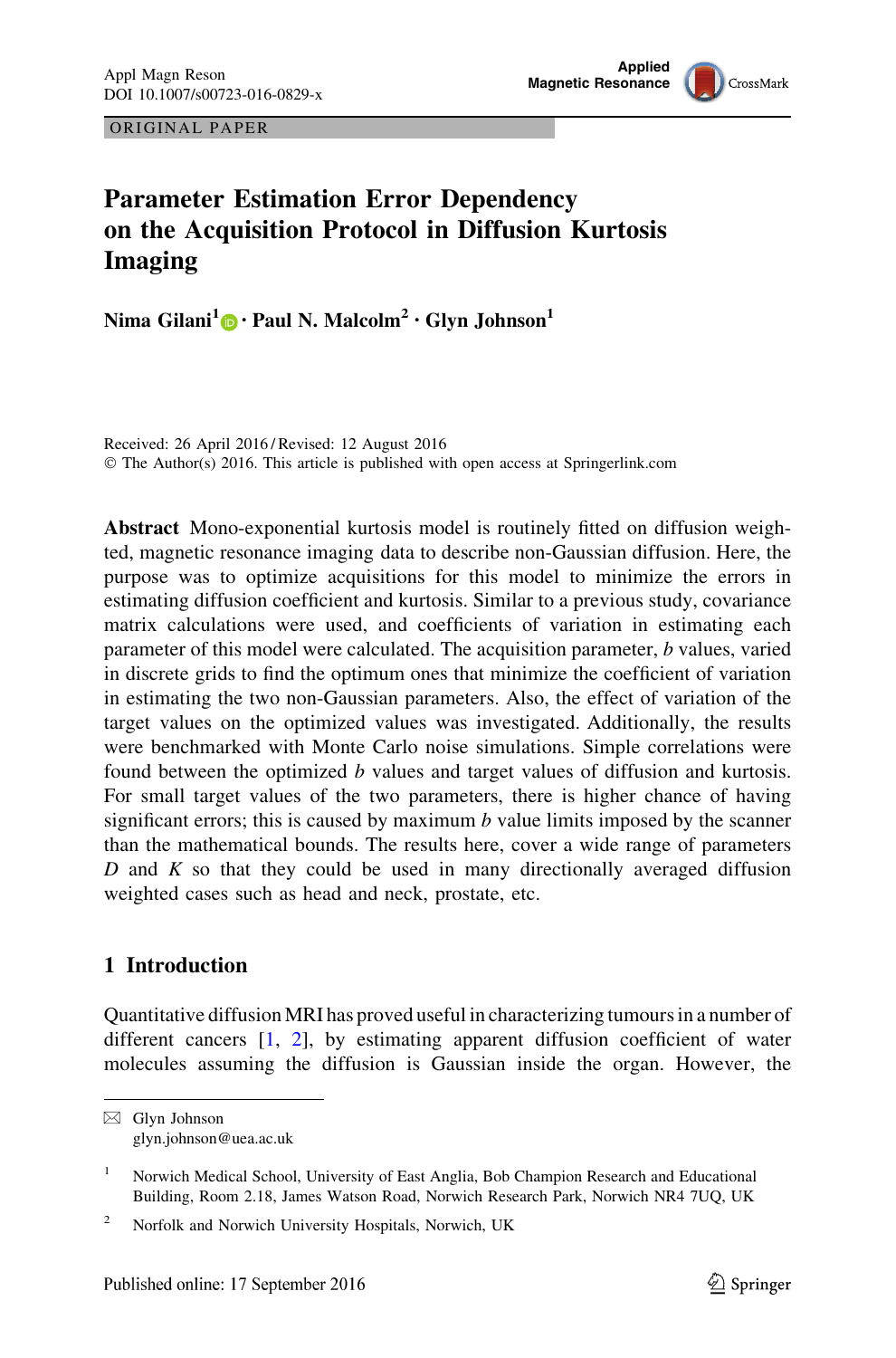ORIGINAL PAPER

# Parameter Estimation Error Dependency on the Acquisition Protocol in Diffusion Kurtosis Imaging

**Nima Gilani[1] · Paul N. Malcolm[2] · Glyn Johnson[1]**

Received: 26 April 2016 / Revised: 12 August 2016
© The Author(s) 2016. This article is published with open access at Springerlink.com

**Abstract** Mono-exponential kurtosis model is routinely fitted on diffusion weighted, magnetic resonance imaging data to describe non-Gaussian diffusion. Here, the purpose was to optimize acquisitions for this model to minimize the errors in estimating diffusion coefficient and kurtosis. Similar to a previous study, covariance matrix calculations were used, and coefficients of variation in estimating each parameter of this model were calculated. The acquisition parameter, *b* values, varied in discrete grids to find the optimum ones that minimize the coefficient of variation in estimating the two non-Gaussian parameters. Also, the effect of variation of the target values on the optimized values was investigated. Additionally, the results were benchmarked with Monte Carlo noise simulations. Simple correlations were found between the optimized *b* values and target values of diffusion and kurtosis. For small target values of the two parameters, there is higher chance of having significant errors; this is caused by maximum *b* value limits imposed by the scanner than the mathematical bounds. The results here, cover a wide range of parameters *D* and *K* so that they could be used in many directionally averaged diffusion weighted cases such as head and neck, prostate, etc.

## 1 Introduction

Quantitative diffusion MRI has proved useful in characterizing tumours in a number of different cancers [1, 2], by estimating apparent diffusion coefficient of water molecules assuming the diffusion is Gaussian inside the organ. However, the

---

✉ Glyn Johnson
glyn.johnson@uea.ac.uk

[1] Norwich Medical School, University of East Anglia, Bob Champion Research and Educational Building, Room 2.18, James Watson Road, Norwich Research Park, Norwich NR4 7UQ, UK

[2] Norfolk and Norwich University Hospitals, Norwich, UK

Published online: 17 September 2016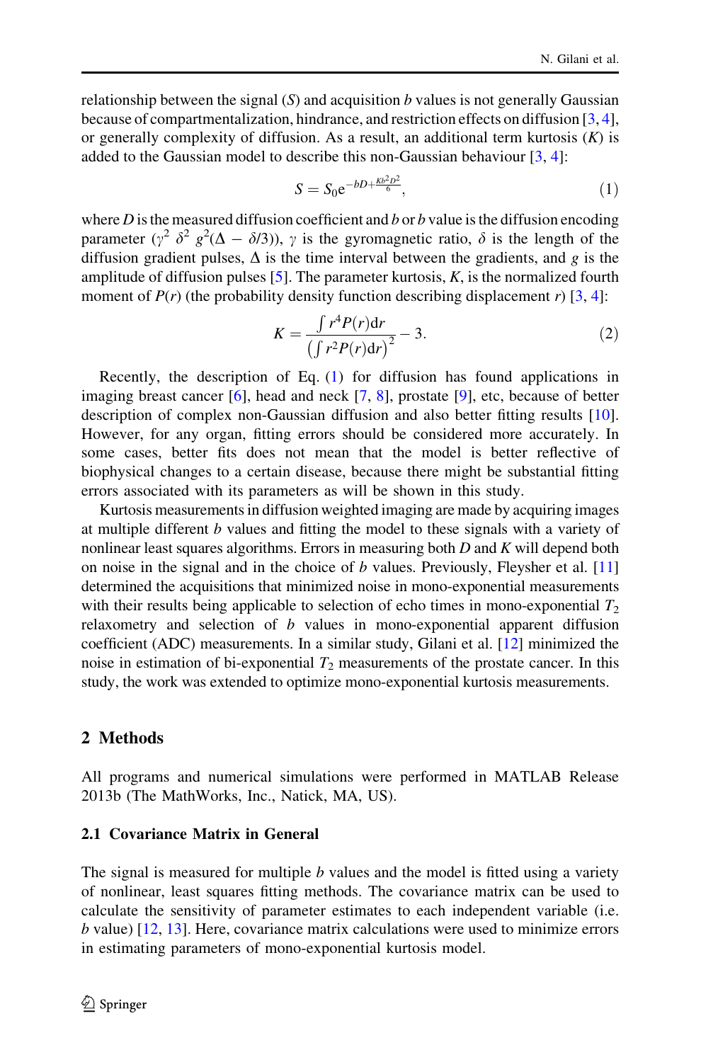relationship between the signal ($S$) and acquisition $b$ values is not generally Gaussian because of compartmentalization, hindrance, and restriction effects on diffusion [3, 4], or generally complexity of diffusion. As a result, an additional term kurtosis ($K$) is added to the Gaussian model to describe this non-Gaussian behaviour [3, 4]:

$$S = S_0 \mathrm{e}^{-bD + \frac{Kb^2D^2}{6}}, \tag{1}$$

where $D$ is the measured diffusion coefficient and $b$ or $b$ value is the diffusion encoding parameter ($\gamma^2\ \delta^2\ g^2(\Delta - \delta/3)$), $\gamma$ is the gyromagnetic ratio, $\delta$ is the length of the diffusion gradient pulses, $\Delta$ is the time interval between the gradients, and $g$ is the amplitude of diffusion pulses [5]. The parameter kurtosis, $K$, is the normalized fourth moment of $P(r)$ (the probability density function describing displacement $r$) [3, 4]:

$$K = \frac{\int r^4 P(r)\mathrm{d}r}{\left(\int r^2 P(r)\mathrm{d}r\right)^2} - 3. \tag{2}$$

Recently, the description of Eq. (1) for diffusion has found applications in imaging breast cancer [6], head and neck [7, 8], prostate [9], etc, because of better description of complex non-Gaussian diffusion and also better fitting results [10]. However, for any organ, fitting errors should be considered more accurately. In some cases, better fits does not mean that the model is better reflective of biophysical changes to a certain disease, because there might be substantial fitting errors associated with its parameters as will be shown in this study.

Kurtosis measurements in diffusion weighted imaging are made by acquiring images at multiple different $b$ values and fitting the model to these signals with a variety of nonlinear least squares algorithms. Errors in measuring both $D$ and $K$ will depend both on noise in the signal and in the choice of $b$ values. Previously, Fleysher et al. [11] determined the acquisitions that minimized noise in mono-exponential measurements with their results being applicable to selection of echo times in mono-exponential $T_2$ relaxometry and selection of $b$ values in mono-exponential apparent diffusion coefficient (ADC) measurements. In a similar study, Gilani et al. [12] minimized the noise in estimation of bi-exponential $T_2$ measurements of the prostate cancer. In this study, the work was extended to optimize mono-exponential kurtosis measurements.

## 2 Methods

All programs and numerical simulations were performed in MATLAB Release 2013b (The MathWorks, Inc., Natick, MA, US).

### 2.1 Covariance Matrix in General

The signal is measured for multiple $b$ values and the model is fitted using a variety of nonlinear, least squares fitting methods. The covariance matrix can be used to calculate the sensitivity of parameter estimates to each independent variable (i.e. $b$ value) [12, 13]. Here, covariance matrix calculations were used to minimize errors in estimating parameters of mono-exponential kurtosis model.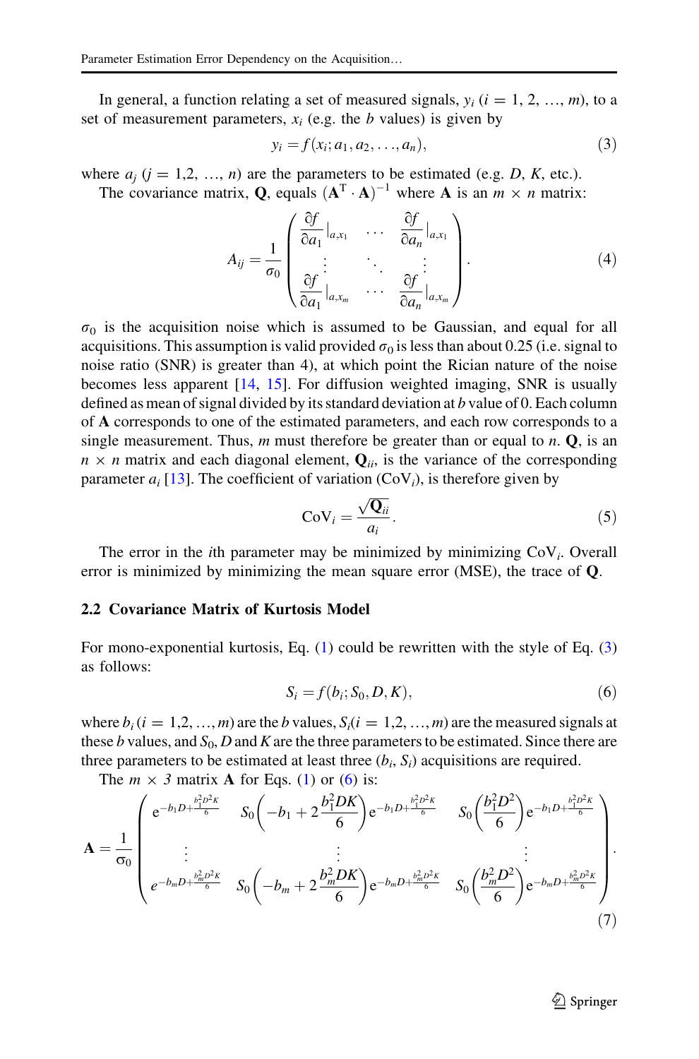In general, a function relating a set of measured signals, $y_i$ ($i = 1, 2, \ldots, m$), to a set of measurement parameters, $x_i$ (e.g. the $b$ values) is given by

$$y_i = f(x_i; a_1, a_2, \ldots, a_n), \tag{3}$$

where $a_j$ ($j = 1,2, \ldots, n$) are the parameters to be estimated (e.g. $D$, $K$, etc.).

The covariance matrix, $\mathbf{Q}$, equals $(\mathbf{A}^{\mathrm{T}} \cdot \mathbf{A})^{-1}$ where $\mathbf{A}$ is an $m \times n$ matrix:

$$A_{ij} = \frac{1}{\sigma_0} \begin{pmatrix} \frac{\partial f}{\partial a_1}\Big|_{a,x_1} & \cdots & \frac{\partial f}{\partial a_n}\Big|_{a,x_1} \\ \vdots & \ddots & \vdots \\ \frac{\partial f}{\partial a_1}\Big|_{a,x_m} & \cdots & \frac{\partial f}{\partial a_n}\Big|_{a,x_m} \end{pmatrix}. \tag{4}$$

$\sigma_0$ is the acquisition noise which is assumed to be Gaussian, and equal for all acquisitions. This assumption is valid provided $\sigma_0$ is less than about 0.25 (i.e. signal to noise ratio (SNR) is greater than 4), at which point the Rician nature of the noise becomes less apparent [14, 15]. For diffusion weighted imaging, SNR is usually defined as mean of signal divided by its standard deviation at $b$ value of 0. Each column of $\mathbf{A}$ corresponds to one of the estimated parameters, and each row corresponds to a single measurement. Thus, $m$ must therefore be greater than or equal to $n$. $\mathbf{Q}$, is an $n \times n$ matrix and each diagonal element, $\mathbf{Q}_{ii}$, is the variance of the corresponding parameter $a_i$ [13]. The coefficient of variation ($\mathrm{CoV}_i$), is therefore given by

$$\mathrm{CoV}_i = \frac{\sqrt{\mathbf{Q}_{ii}}}{a_i}. \tag{5}$$

The error in the $i$th parameter may be minimized by minimizing $\mathrm{CoV}_i$. Overall error is minimized by minimizing the mean square error (MSE), the trace of $\mathbf{Q}$.

### 2.2 Covariance Matrix of Kurtosis Model

For mono-exponential kurtosis, Eq. (1) could be rewritten with the style of Eq. (3) as follows:

$$S_i = f(b_i; S_0, D, K), \tag{6}$$

where $b_i$ ($i = 1,2, \ldots, m$) are the $b$ values, $S_i$ ($i = 1,2, \ldots, m$) are the measured signals at these $b$ values, and $S_0$, $D$ and $K$ are the three parameters to be estimated. Since there are three parameters to be estimated at least three ($b_i$, $S_i$) acquisitions are required.

The $m \times 3$ matrix $\mathbf{A}$ for Eqs. (1) or (6) is:

$$\mathbf{A} = \frac{1}{\sigma_0} \begin{pmatrix} e^{-b_1 D + \frac{b_1^2 D^2 K}{6}} & S_0\left(-b_1 + 2\frac{b_1^2 DK}{6}\right) e^{-b_1 D + \frac{b_1^2 D^2 K}{6}} & S_0\left(\frac{b_1^2 D^2}{6}\right) e^{-b_1 D + \frac{b_1^2 D^2 K}{6}} \\ \vdots & \vdots & \vdots \\ e^{-b_m D + \frac{b_m^2 D^2 K}{6}} & S_0\left(-b_m + 2\frac{b_m^2 DK}{6}\right) e^{-b_m D + \frac{b_m^2 D^2 K}{6}} & S_0\left(\frac{b_m^2 D^2}{6}\right) e^{-b_m D + \frac{b_m^2 D^2 K}{6}} \end{pmatrix}. \tag{7}$$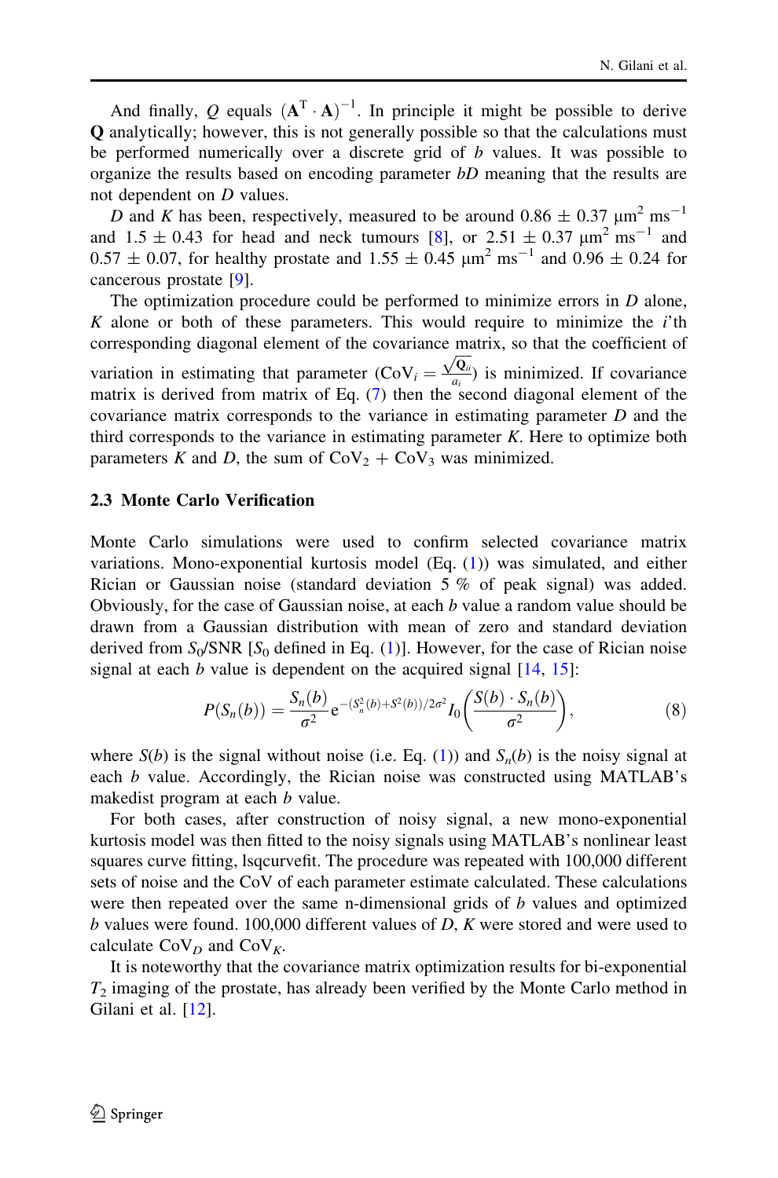And finally, $Q$ equals $(\mathbf{A}^{\mathrm{T}} \cdot \mathbf{A})^{-1}$. In principle it might be possible to derive $\mathbf{Q}$ analytically; however, this is not generally possible so that the calculations must be performed numerically over a discrete grid of $b$ values. It was possible to organize the results based on encoding parameter $bD$ meaning that the results are not dependent on $D$ values.

$D$ and $K$ has been, respectively, measured to be around $0.86 \pm 0.37\ \mu\mathrm{m}^2\ \mathrm{ms}^{-1}$ and $1.5 \pm 0.43$ for head and neck tumours [8], or $2.51 \pm 0.37\ \mu\mathrm{m}^2\ \mathrm{ms}^{-1}$ and $0.57 \pm 0.07$, for healthy prostate and $1.55 \pm 0.45\ \mu\mathrm{m}^2\ \mathrm{ms}^{-1}$ and $0.96 \pm 0.24$ for cancerous prostate [9].

The optimization procedure could be performed to minimize errors in $D$ alone, $K$ alone or both of these parameters. This would require to minimize the $i$'th corresponding diagonal element of the covariance matrix, so that the coefficient of variation in estimating that parameter ($\mathrm{CoV}_i = \frac{\sqrt{\mathbf{Q}_{ii}}}{a_i}$) is minimized. If covariance matrix is derived from matrix of Eq. (7) then the second diagonal element of the covariance matrix corresponds to the variance in estimating parameter $D$ and the third corresponds to the variance in estimating parameter $K$. Here to optimize both parameters $K$ and $D$, the sum of $\mathrm{CoV}_2 + \mathrm{CoV}_3$ was minimized.

### 2.3 Monte Carlo Verification

Monte Carlo simulations were used to confirm selected covariance matrix variations. Mono-exponential kurtosis model (Eq. (1)) was simulated, and either Rician or Gaussian noise (standard deviation 5 % of peak signal) was added. Obviously, for the case of Gaussian noise, at each $b$ value a random value should be drawn from a Gaussian distribution with mean of zero and standard deviation derived from $S_0$/SNR [$S_0$ defined in Eq. (1)]. However, for the case of Rician noise signal at each $b$ value is dependent on the acquired signal [14, 15]:

$$P(S_n(b)) = \frac{S_n(b)}{\sigma^2} e^{-(S_n^2(b)+S^2(b))/2\sigma^2} I_0\left(\frac{S(b) \cdot S_n(b)}{\sigma^2}\right), \tag{8}$$

where $S(b)$ is the signal without noise (i.e. Eq. (1)) and $S_n(b)$ is the noisy signal at each $b$ value. Accordingly, the Rician noise was constructed using MATLAB's makedist program at each $b$ value.

For both cases, after construction of noisy signal, a new mono-exponential kurtosis model was then fitted to the noisy signals using MATLAB's nonlinear least squares curve fitting, lsqcurvefit. The procedure was repeated with 100,000 different sets of noise and the CoV of each parameter estimate calculated. These calculations were then repeated over the same n-dimensional grids of $b$ values and optimized $b$ values were found. 100,000 different values of $D$, $K$ were stored and were used to calculate $\mathrm{CoV}_D$ and $\mathrm{CoV}_K$.

It is noteworthy that the covariance matrix optimization results for bi-exponential $T_2$ imaging of the prostate, has already been verified by the Monte Carlo method in Gilani et al. [12].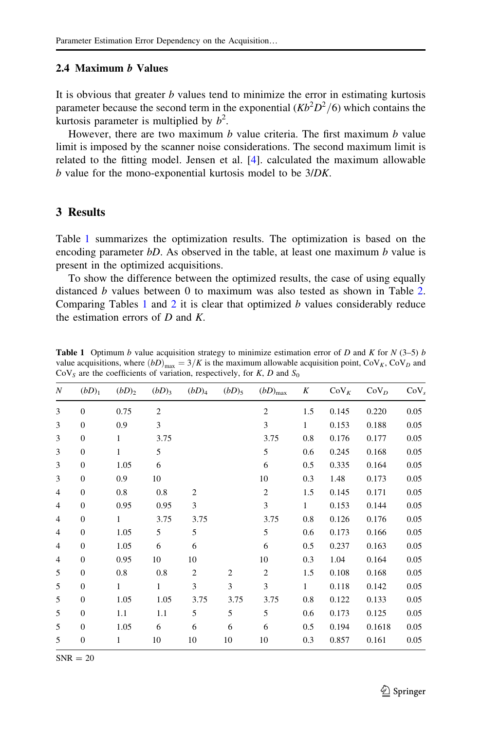### 2.4 Maximum *b* Values

It is obvious that greater *b* values tend to minimize the error in estimating kurtosis parameter because the second term in the exponential ($Kb^2D^2/6$) which contains the kurtosis parameter is multiplied by $b^2$.

However, there are two maximum *b* value criteria. The first maximum *b* value limit is imposed by the scanner noise considerations. The second maximum limit is related to the fitting model. Jensen et al. [4]. calculated the maximum allowable *b* value for the mono-exponential kurtosis model to be 3/*DK*.

## 3 Results

Table 1 summarizes the optimization results. The optimization is based on the encoding parameter *bD*. As observed in the table, at least one maximum *b* value is present in the optimized acquisitions.

To show the difference between the optimized results, the case of using equally distanced *b* values between 0 to maximum was also tested as shown in Table 2. Comparing Tables 1 and 2 it is clear that optimized *b* values considerably reduce the estimation errors of *D* and *K*.

**Table 1** Optimum *b* value acquisition strategy to minimize estimation error of *D* and *K* for *N* (3–5) *b* value acquisitions, where $(bD)_{\max} = 3/K$ is the maximum allowable acquisition point, $\mathrm{CoV}_K$, $\mathrm{CoV}_D$ and $\mathrm{CoV}_S$ are the coefficients of variation, respectively, for *K*, *D* and $S_0$

| $N$ | $(bD)_1$ | $(bD)_2$ | $(bD)_3$ | $(bD)_4$ | $(bD)_5$ | $(bD)_{\max}$ | $K$ | $\mathrm{CoV}_K$ | $\mathrm{CoV}_D$ | $\mathrm{CoV}_s$ |
|---|---|---|---|---|---|---|---|---|---|---|
| 3 | 0 | 0.75 | 2 | | | 2 | 1.5 | 0.145 | 0.220 | 0.05 |
| 3 | 0 | 0.9 | 3 | | | 3 | 1 | 0.153 | 0.188 | 0.05 |
| 3 | 0 | 1 | 3.75 | | | 3.75 | 0.8 | 0.176 | 0.177 | 0.05 |
| 3 | 0 | 1 | 5 | | | 5 | 0.6 | 0.245 | 0.168 | 0.05 |
| 3 | 0 | 1.05 | 6 | | | 6 | 0.5 | 0.335 | 0.164 | 0.05 |
| 3 | 0 | 0.9 | 10 | | | 10 | 0.3 | 1.48 | 0.173 | 0.05 |
| 4 | 0 | 0.8 | 0.8 | 2 | | 2 | 1.5 | 0.145 | 0.171 | 0.05 |
| 4 | 0 | 0.95 | 0.95 | 3 | | 3 | 1 | 0.153 | 0.144 | 0.05 |
| 4 | 0 | 1 | 3.75 | 3.75 | | 3.75 | 0.8 | 0.126 | 0.176 | 0.05 |
| 4 | 0 | 1.05 | 5 | 5 | | 5 | 0.6 | 0.173 | 0.166 | 0.05 |
| 4 | 0 | 1.05 | 6 | 6 | | 6 | 0.5 | 0.237 | 0.163 | 0.05 |
| 4 | 0 | 0.95 | 10 | 10 | | 10 | 0.3 | 1.04 | 0.164 | 0.05 |
| 5 | 0 | 0.8 | 0.8 | 2 | 2 | 2 | 1.5 | 0.108 | 0.168 | 0.05 |
| 5 | 0 | 1 | 1 | 3 | 3 | 3 | 1 | 0.118 | 0.142 | 0.05 |
| 5 | 0 | 1.05 | 1.05 | 3.75 | 3.75 | 3.75 | 0.8 | 0.122 | 0.133 | 0.05 |
| 5 | 0 | 1.1 | 1.1 | 5 | 5 | 5 | 0.6 | 0.173 | 0.125 | 0.05 |
| 5 | 0 | 1.05 | 6 | 6 | 6 | 6 | 0.5 | 0.194 | 0.1618 | 0.05 |
| 5 | 0 | 1 | 10 | 10 | 10 | 10 | 0.3 | 0.857 | 0.161 | 0.05 |

SNR = 20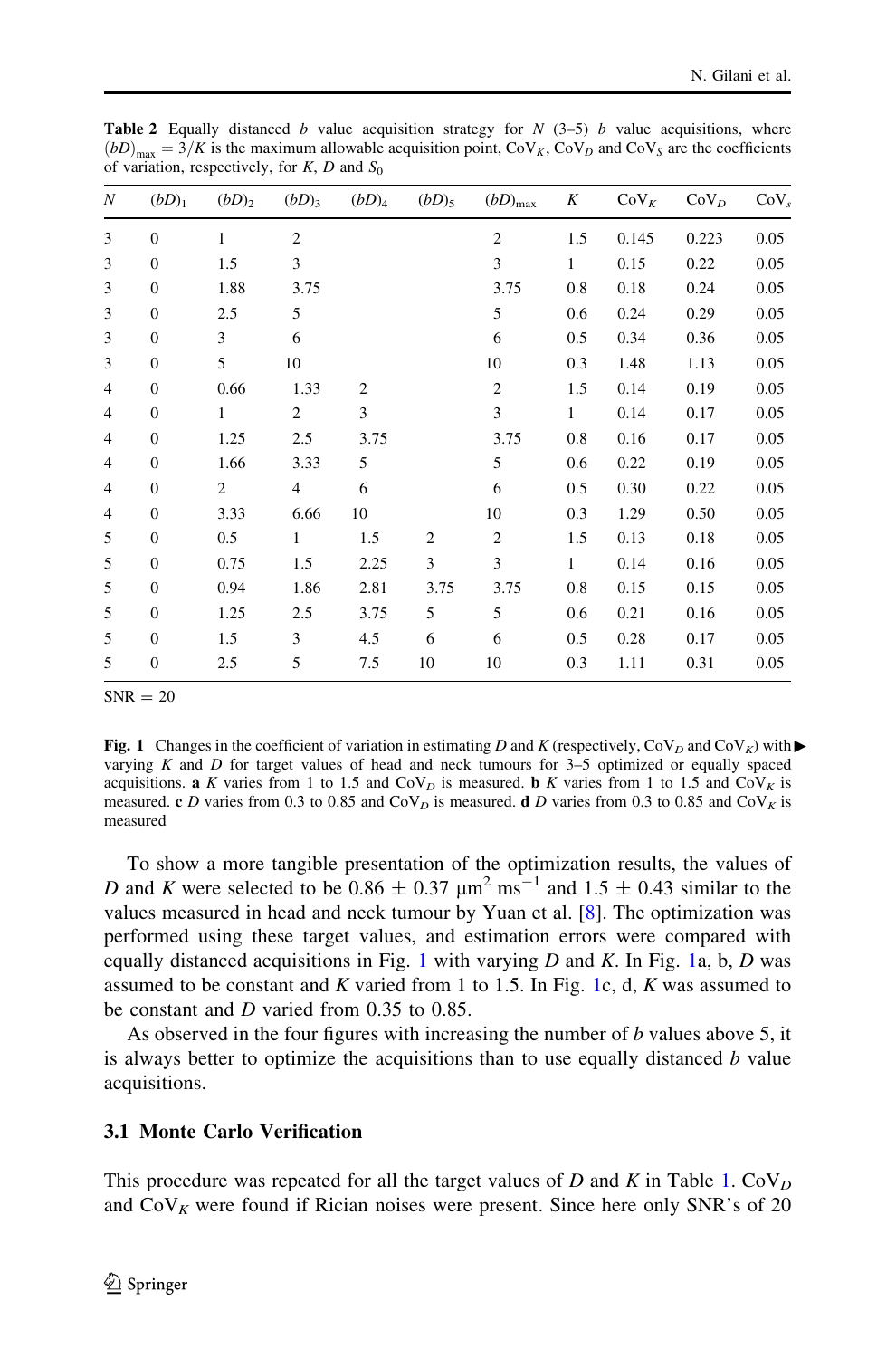**Table 2** Equally distanced $b$ value acquisition strategy for $N$ (3–5) $b$ value acquisitions, where $(bD)_{max} = 3/K$ is the maximum allowable acquisition point, $CoV_K$, $CoV_D$ and $CoV_S$ are the coefficients of variation, respectively, for $K$, $D$ and $S_0$

| $N$ | $(bD)_1$ | $(bD)_2$ | $(bD)_3$ | $(bD)_4$ | $(bD)_5$ | $(bD)_{max}$ | $K$ | $CoV_K$ | $CoV_D$ | $CoV_s$ |
|---|---|---|---|---|---|---|---|---|---|---|
| 3 | 0 | 1 | 2 | | | 2 | 1.5 | 0.145 | 0.223 | 0.05 |
| 3 | 0 | 1.5 | 3 | | | 3 | 1 | 0.15 | 0.22 | 0.05 |
| 3 | 0 | 1.88 | 3.75 | | | 3.75 | 0.8 | 0.18 | 0.24 | 0.05 |
| 3 | 0 | 2.5 | 5 | | | 5 | 0.6 | 0.24 | 0.29 | 0.05 |
| 3 | 0 | 3 | 6 | | | 6 | 0.5 | 0.34 | 0.36 | 0.05 |
| 3 | 0 | 5 | 10 | | | 10 | 0.3 | 1.48 | 1.13 | 0.05 |
| 4 | 0 | 0.66 | 1.33 | 2 | | 2 | 1.5 | 0.14 | 0.19 | 0.05 |
| 4 | 0 | 1 | 2 | 3 | | 3 | 1 | 0.14 | 0.17 | 0.05 |
| 4 | 0 | 1.25 | 2.5 | 3.75 | | 3.75 | 0.8 | 0.16 | 0.17 | 0.05 |
| 4 | 0 | 1.66 | 3.33 | 5 | | 5 | 0.6 | 0.22 | 0.19 | 0.05 |
| 4 | 0 | 2 | 4 | 6 | | 6 | 0.5 | 0.30 | 0.22 | 0.05 |
| 4 | 0 | 3.33 | 6.66 | 10 | | 10 | 0.3 | 1.29 | 0.50 | 0.05 |
| 5 | 0 | 0.5 | 1 | 1.5 | 2 | 2 | 1.5 | 0.13 | 0.18 | 0.05 |
| 5 | 0 | 0.75 | 1.5 | 2.25 | 3 | 3 | 1 | 0.14 | 0.16 | 0.05 |
| 5 | 0 | 0.94 | 1.86 | 2.81 | 3.75 | 3.75 | 0.8 | 0.15 | 0.15 | 0.05 |
| 5 | 0 | 1.25 | 2.5 | 3.75 | 5 | 5 | 0.6 | 0.21 | 0.16 | 0.05 |
| 5 | 0 | 1.5 | 3 | 4.5 | 6 | 6 | 0.5 | 0.28 | 0.17 | 0.05 |
| 5 | 0 | 2.5 | 5 | 7.5 | 10 | 10 | 0.3 | 1.11 | 0.31 | 0.05 |

SNR = 20

**Fig. 1** Changes in the coefficient of variation in estimating $D$ and $K$ (respectively, $CoV_D$ and $CoV_K$) with varying $K$ and $D$ for target values of head and neck tumours for 3–5 optimized or equally spaced acquisitions. **a** $K$ varies from 1 to 1.5 and $CoV_D$ is measured. **b** $K$ varies from 1 to 1.5 and $CoV_K$ is measured. **c** $D$ varies from 0.3 to 0.85 and $CoV_D$ is measured. **d** $D$ varies from 0.3 to 0.85 and $CoV_K$ is measured

To show a more tangible presentation of the optimization results, the values of $D$ and $K$ were selected to be $0.86 \pm 0.37$ $\mu m^2$ $ms^{-1}$ and $1.5 \pm 0.43$ similar to the values measured in head and neck tumour by Yuan et al. [8]. The optimization was performed using these target values, and estimation errors were compared with equally distanced acquisitions in Fig. 1 with varying $D$ and $K$. In Fig. 1a, b, $D$ was assumed to be constant and $K$ varied from 1 to 1.5. In Fig. 1c, d, $K$ was assumed to be constant and $D$ varied from 0.35 to 0.85.

As observed in the four figures with increasing the number of $b$ values above 5, it is always better to optimize the acquisitions than to use equally distanced $b$ value acquisitions.

### 3.1 Monte Carlo Verification

This procedure was repeated for all the target values of $D$ and $K$ in Table 1. $CoV_D$ and $CoV_K$ were found if Rician noises were present. Since here only SNR's of 20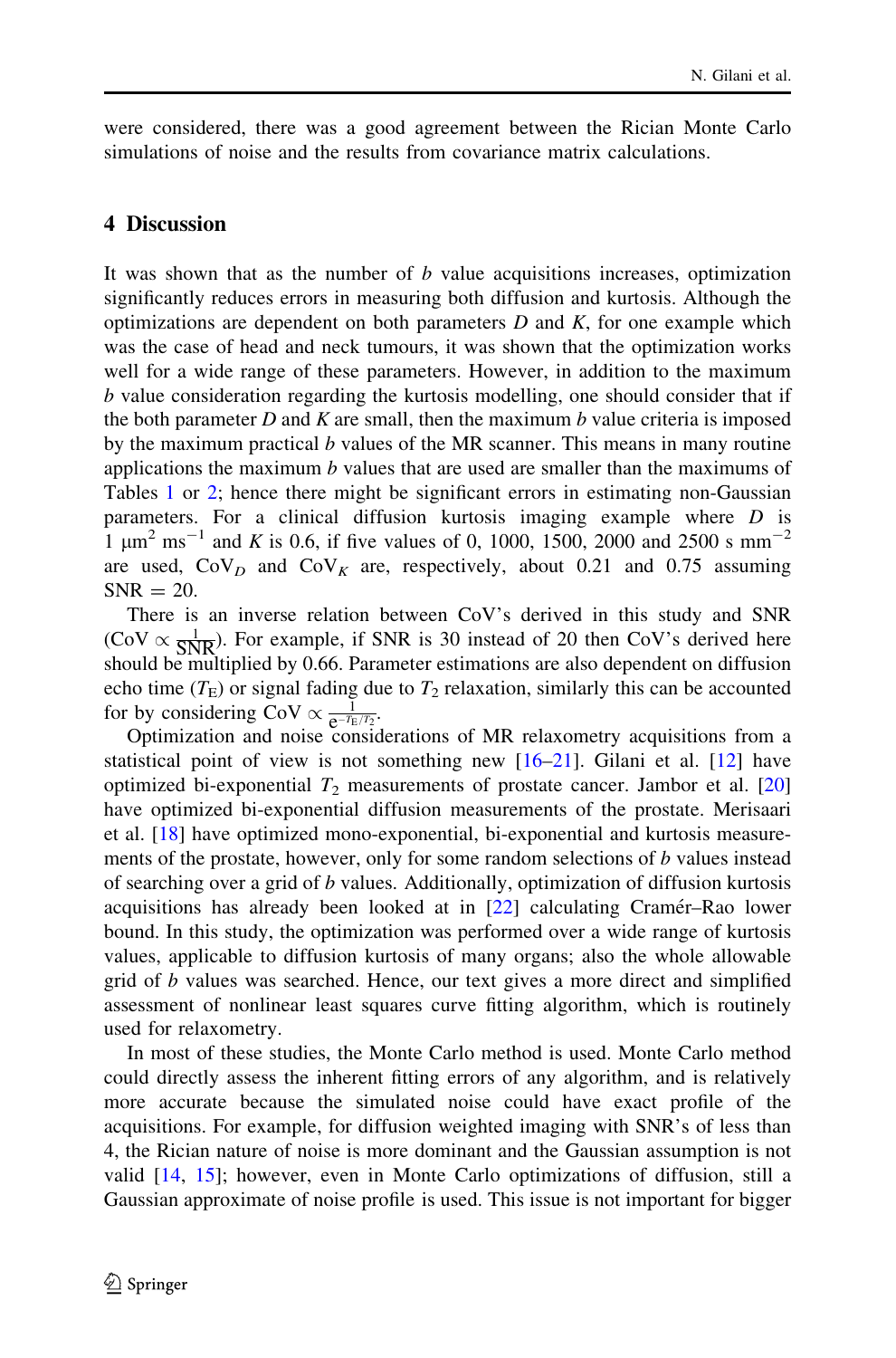were considered, there was a good agreement between the Rician Monte Carlo simulations of noise and the results from covariance matrix calculations.

## 4 Discussion

It was shown that as the number of $b$ value acquisitions increases, optimization significantly reduces errors in measuring both diffusion and kurtosis. Although the optimizations are dependent on both parameters $D$ and $K$, for one example which was the case of head and neck tumours, it was shown that the optimization works well for a wide range of these parameters. However, in addition to the maximum $b$ value consideration regarding the kurtosis modelling, one should consider that if the both parameter $D$ and $K$ are small, then the maximum $b$ value criteria is imposed by the maximum practical $b$ values of the MR scanner. This means in many routine applications the maximum $b$ values that are used are smaller than the maximums of Tables 1 or 2; hence there might be significant errors in estimating non-Gaussian parameters. For a clinical diffusion kurtosis imaging example where $D$ is 1 $\mu m^2\ ms^{-1}$ and $K$ is 0.6, if five values of 0, 1000, 1500, 2000 and 2500 s mm$^{-2}$ are used, $\mathrm{CoV}_D$ and $\mathrm{CoV}_K$ are, respectively, about 0.21 and 0.75 assuming SNR = 20.

There is an inverse relation between CoV's derived in this study and SNR ($\mathrm{CoV} \propto \frac{1}{\mathrm{SNR}}$). For example, if SNR is 30 instead of 20 then CoV's derived here should be multiplied by 0.66. Parameter estimations are also dependent on diffusion echo time ($T_\mathrm{E}$) or signal fading due to $T_2$ relaxation, similarly this can be accounted for by considering $\mathrm{CoV} \propto \frac{1}{e^{-T_\mathrm{E}/T_2}}$.

Optimization and noise considerations of MR relaxometry acquisitions from a statistical point of view is not something new [16–21]. Gilani et al. [12] have optimized bi-exponential $T_2$ measurements of prostate cancer. Jambor et al. [20] have optimized bi-exponential diffusion measurements of the prostate. Merisaari et al. [18] have optimized mono-exponential, bi-exponential and kurtosis measurements of the prostate, however, only for some random selections of $b$ values instead of searching over a grid of $b$ values. Additionally, optimization of diffusion kurtosis acquisitions has already been looked at in [22] calculating Cramér–Rao lower bound. In this study, the optimization was performed over a wide range of kurtosis values, applicable to diffusion kurtosis of many organs; also the whole allowable grid of $b$ values was searched. Hence, our text gives a more direct and simplified assessment of nonlinear least squares curve fitting algorithm, which is routinely used for relaxometry.

In most of these studies, the Monte Carlo method is used. Monte Carlo method could directly assess the inherent fitting errors of any algorithm, and is relatively more accurate because the simulated noise could have exact profile of the acquisitions. For example, for diffusion weighted imaging with SNR's of less than 4, the Rician nature of noise is more dominant and the Gaussian assumption is not valid [14, 15]; however, even in Monte Carlo optimizations of diffusion, still a Gaussian approximate of noise profile is used. This issue is not important for bigger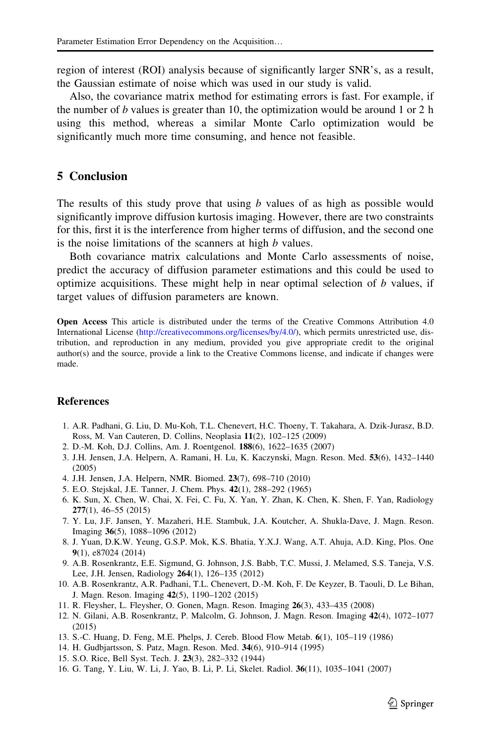region of interest (ROI) analysis because of significantly larger SNR's, as a result, the Gaussian estimate of noise which was used in our study is valid.

Also, the covariance matrix method for estimating errors is fast. For example, if the number of *b* values is greater than 10, the optimization would be around 1 or 2 h using this method, whereas a similar Monte Carlo optimization would be significantly much more time consuming, and hence not feasible.

## 5 Conclusion

The results of this study prove that using *b* values of as high as possible would significantly improve diffusion kurtosis imaging. However, there are two constraints for this, first it is the interference from higher terms of diffusion, and the second one is the noise limitations of the scanners at high *b* values.

Both covariance matrix calculations and Monte Carlo assessments of noise, predict the accuracy of diffusion parameter estimations and this could be used to optimize acquisitions. These might help in near optimal selection of *b* values, if target values of diffusion parameters are known.

**Open Access** This article is distributed under the terms of the Creative Commons Attribution 4.0 International License (http://creativecommons.org/licenses/by/4.0/), which permits unrestricted use, distribution, and reproduction in any medium, provided you give appropriate credit to the original author(s) and the source, provide a link to the Creative Commons license, and indicate if changes were made.

## References

1. A.R. Padhani, G. Liu, D. Mu-Koh, T.L. Chenevert, H.C. Thoeny, T. Takahara, A. Dzik-Jurasz, B.D. Ross, M. Van Cauteren, D. Collins, Neoplasia **11**(2), 102–125 (2009)
2. D.-M. Koh, D.J. Collins, Am. J. Roentgenol. **188**(6), 1622–1635 (2007)
3. J.H. Jensen, J.A. Helpern, A. Ramani, H. Lu, K. Kaczynski, Magn. Reson. Med. **53**(6), 1432–1440 (2005)
4. J.H. Jensen, J.A. Helpern, NMR. Biomed. **23**(7), 698–710 (2010)
5. E.O. Stejskal, J.E. Tanner, J. Chem. Phys. **42**(1), 288–292 (1965)
6. K. Sun, X. Chen, W. Chai, X. Fei, C. Fu, X. Yan, Y. Zhan, K. Chen, K. Shen, F. Yan, Radiology **277**(1), 46–55 (2015)
7. Y. Lu, J.F. Jansen, Y. Mazaheri, H.E. Stambuk, J.A. Koutcher, A. Shukla-Dave, J. Magn. Reson. Imaging **36**(5), 1088–1096 (2012)
8. J. Yuan, D.K.W. Yeung, G.S.P. Mok, K.S. Bhatia, Y.X.J. Wang, A.T. Ahuja, A.D. King, Plos. One **9**(1), e87024 (2014)
9. A.B. Rosenkrantz, E.E. Sigmund, G. Johnson, J.S. Babb, T.C. Mussi, J. Melamed, S.S. Taneja, V.S. Lee, J.H. Jensen, Radiology **264**(1), 126–135 (2012)
10. A.B. Rosenkrantz, A.R. Padhani, T.L. Chenevert, D.-M. Koh, F. De Keyzer, B. Taouli, D. Le Bihan, J. Magn. Reson. Imaging **42**(5), 1190–1202 (2015)
11. R. Fleysher, L. Fleysher, O. Gonen, Magn. Reson. Imaging **26**(3), 433–435 (2008)
12. N. Gilani, A.B. Rosenkrantz, P. Malcolm, G. Johnson, J. Magn. Reson. Imaging **42**(4), 1072–1077 (2015)
13. S.-C. Huang, D. Feng, M.E. Phelps, J. Cereb. Blood Flow Metab. **6**(1), 105–119 (1986)
14. H. Gudbjartsson, S. Patz, Magn. Reson. Med. **34**(6), 910–914 (1995)
15. S.O. Rice, Bell Syst. Tech. J. **23**(3), 282–332 (1944)
16. G. Tang, Y. Liu, W. Li, J. Yao, B. Li, P. Li, Skelet. Radiol. **36**(11), 1035–1041 (2007)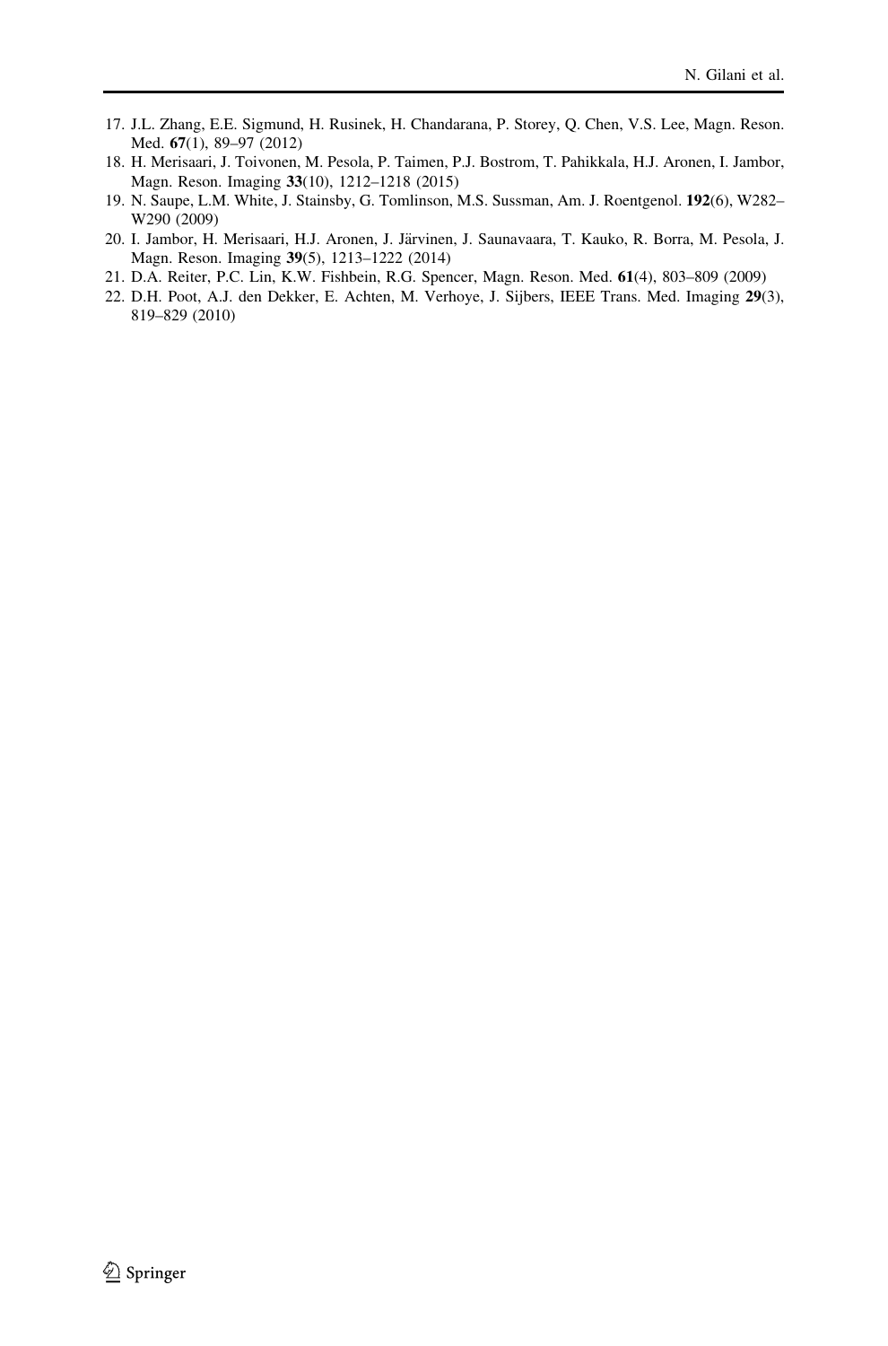17. J.L. Zhang, E.E. Sigmund, H. Rusinek, H. Chandarana, P. Storey, Q. Chen, V.S. Lee, Magn. Reson. Med. **67**(1), 89–97 (2012)
18. H. Merisaari, J. Toivonen, M. Pesola, P. Taimen, P.J. Bostrom, T. Pahikkala, H.J. Aronen, I. Jambor, Magn. Reson. Imaging **33**(10), 1212–1218 (2015)
19. N. Saupe, L.M. White, J. Stainsby, G. Tomlinson, M.S. Sussman, Am. J. Roentgenol. **192**(6), W282–W290 (2009)
20. I. Jambor, H. Merisaari, H.J. Aronen, J. Järvinen, J. Saunavaara, T. Kauko, R. Borra, M. Pesola, J. Magn. Reson. Imaging **39**(5), 1213–1222 (2014)
21. D.A. Reiter, P.C. Lin, K.W. Fishbein, R.G. Spencer, Magn. Reson. Med. **61**(4), 803–809 (2009)
22. D.H. Poot, A.J. den Dekker, E. Achten, M. Verhoye, J. Sijbers, IEEE Trans. Med. Imaging **29**(3), 819–829 (2010)